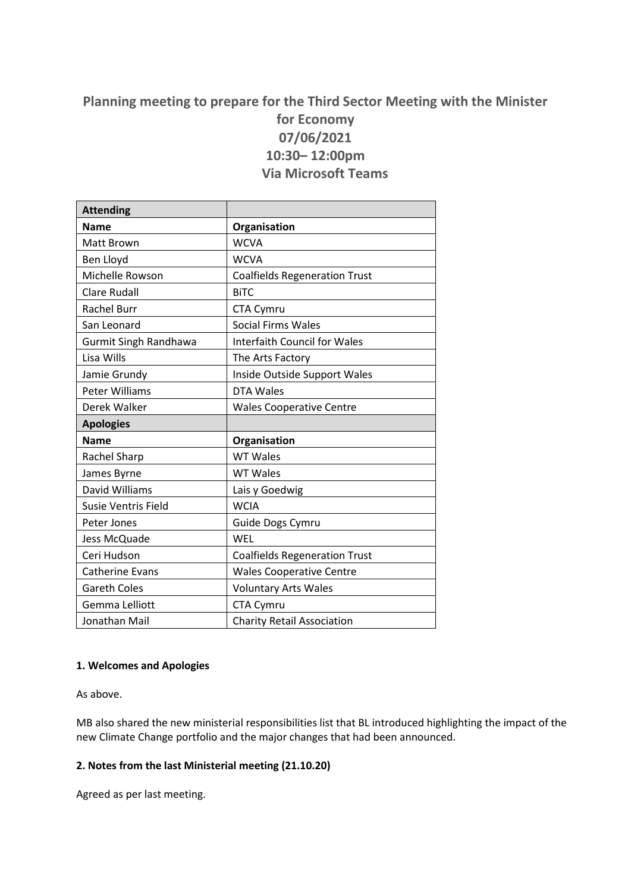# Planning meeting to prepare for the Third Sector Meeting with the Minister for Economy
# 07/06/2021
# 10:30– 12:00pm
# Via Microsoft Teams

| **Attending** | |
|---|---|
| **Name** | **Organisation** |
| Matt Brown | WCVA |
| Ben Lloyd | WCVA |
| Michelle Rowson | Coalfields Regeneration Trust |
| Clare Rudall | BiTC |
| Rachel Burr | CTA Cymru |
| San Leonard | Social Firms Wales |
| Gurmit Singh Randhawa | Interfaith Council for Wales |
| Lisa Wills | The Arts Factory |
| Jamie Grundy | Inside Outside Support Wales |
| Peter Williams | DTA Wales |
| Derek Walker | Wales Cooperative Centre |
| **Apologies** | |
| **Name** | **Organisation** |
| Rachel Sharp | WT Wales |
| James Byrne | WT Wales |
| David Williams | Lais y Goedwig |
| Susie Ventris Field | WCIA |
| Peter Jones | Guide Dogs Cymru |
| Jess McQuade | WEL |
| Ceri Hudson | Coalfields Regeneration Trust |
| Catherine Evans | Wales Cooperative Centre |
| Gareth Coles | Voluntary Arts Wales |
| Gemma Lelliott | CTA Cymru |
| Jonathan Mail | Charity Retail Association |

**1. Welcomes and Apologies**

As above.

MB also shared the new ministerial responsibilities list that BL introduced highlighting the impact of the new Climate Change portfolio and the major changes that had been announced.

**2. Notes from the last Ministerial meeting (21.10.20)**

Agreed as per last meeting.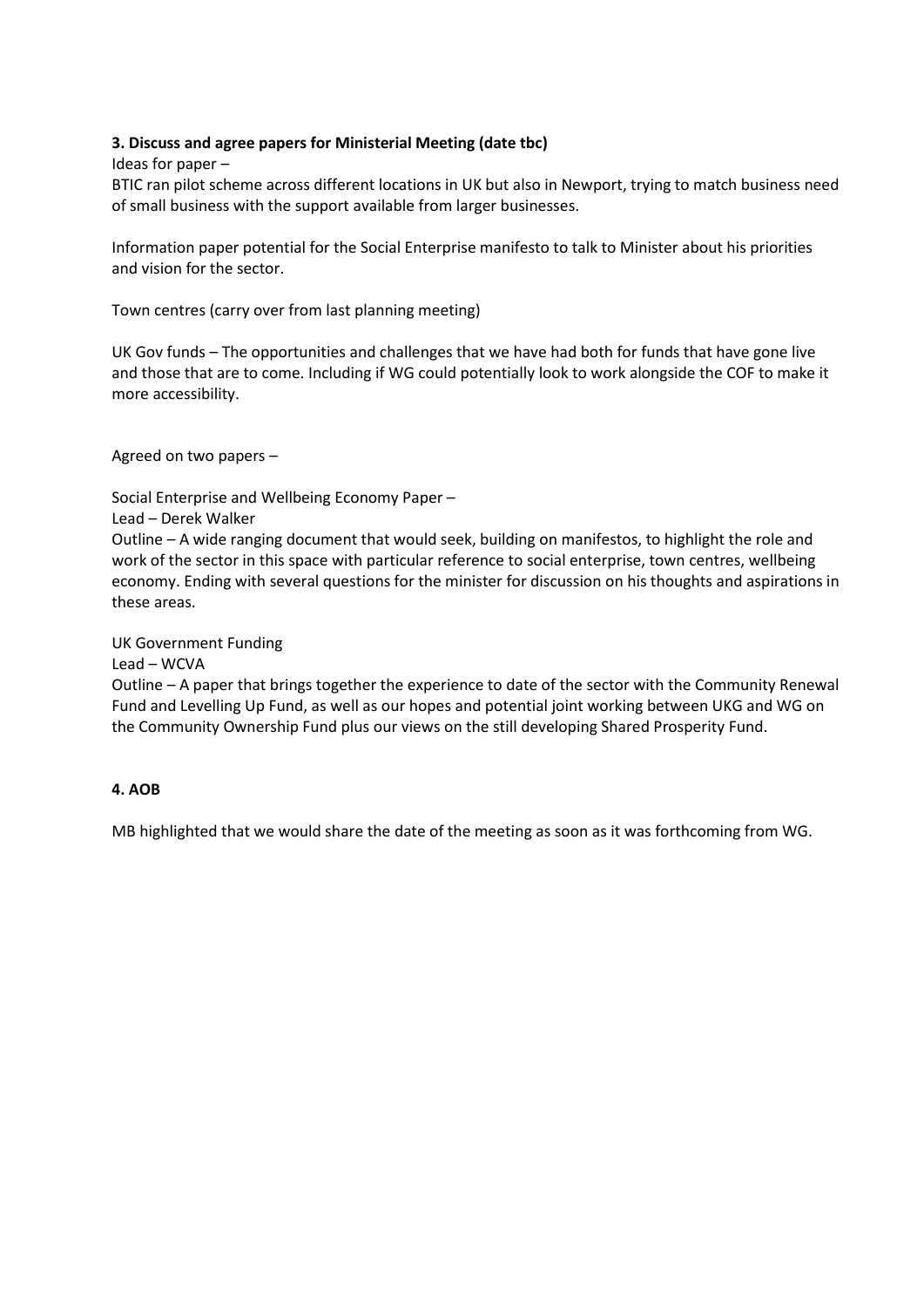**3. Discuss and agree papers for Ministerial Meeting (date tbc)**

Ideas for paper –

BTIC ran pilot scheme across different locations in UK but also in Newport, trying to match business need of small business with the support available from larger businesses.

Information paper potential for the Social Enterprise manifesto to talk to Minister about his priorities and vision for the sector.

Town centres (carry over from last planning meeting)

UK Gov funds – The opportunities and challenges that we have had both for funds that have gone live and those that are to come. Including if WG could potentially look to work alongside the COF to make it more accessibility.

Agreed on two papers –

Social Enterprise and Wellbeing Economy Paper –

Lead – Derek Walker

Outline – A wide ranging document that would seek, building on manifestos, to highlight the role and work of the sector in this space with particular reference to social enterprise, town centres, wellbeing economy. Ending with several questions for the minister for discussion on his thoughts and aspirations in these areas.

UK Government Funding

Lead – WCVA

Outline – A paper that brings together the experience to date of the sector with the Community Renewal Fund and Levelling Up Fund, as well as our hopes and potential joint working between UKG and WG on the Community Ownership Fund plus our views on the still developing Shared Prosperity Fund.

**4. AOB**

MB highlighted that we would share the date of the meeting as soon as it was forthcoming from WG.